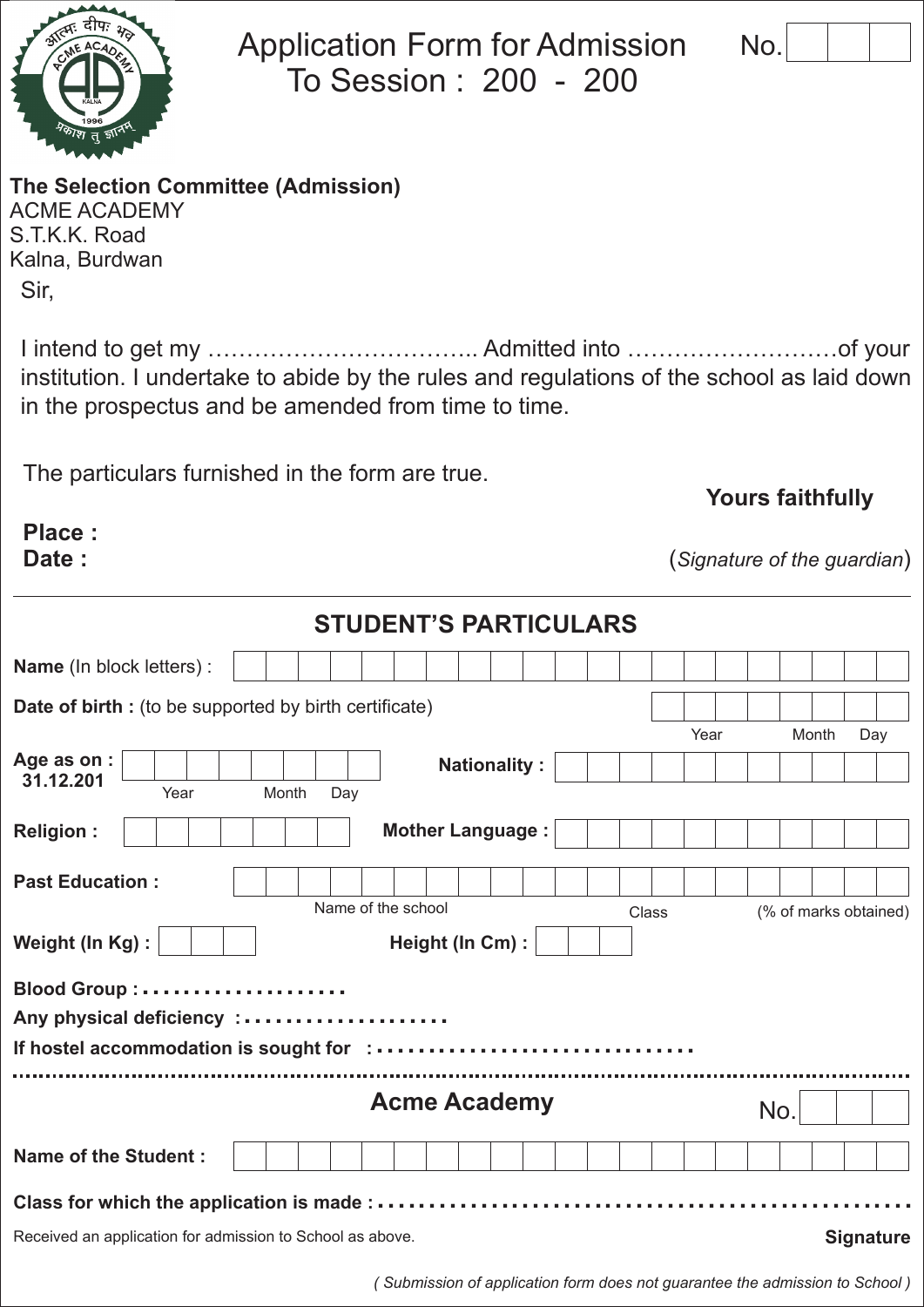# Application Form for Admission To Session : 200 - 200

No. ______

**The Selection Committee (Admission)**
ACME ACADEMY
S.T.K.K. Road
Kalna, Burdwan

Sir,

I intend to get my …………………………….. Admitted into ………………………of your institution. I undertake to abide by the rules and regulations of the school as laid down in the prospectus and be amended from time to time.

The particulars furnished in the form are true.

**Yours faithfully**

**Place :**
**Date :**

(*Signature of the guardian*)

---

## STUDENT'S PARTICULARS

**Name** (In block letters) :

**Date of birth :** (to be supported by birth certificate) Year Month Day

**Age as on : 31.12.201** Year Month Day

**Nationality :**

**Religion :**

**Mother Language :**

**Past Education :** Name of the school Class (% of marks obtained)

**Weight (In Kg) :**

**Height (In Cm) :**

**Blood Group :** ....................

**Any physical deficiency :** ....................

**If hostel accommodation is sought for :** ..............................

---

## Acme Academy

No. ______

**Name of the Student :**

**Class for which the application is made :** ...............................................

Received an application for admission to School as above.

**Signature**

*( Submission of application form does not guarantee the admission to School )*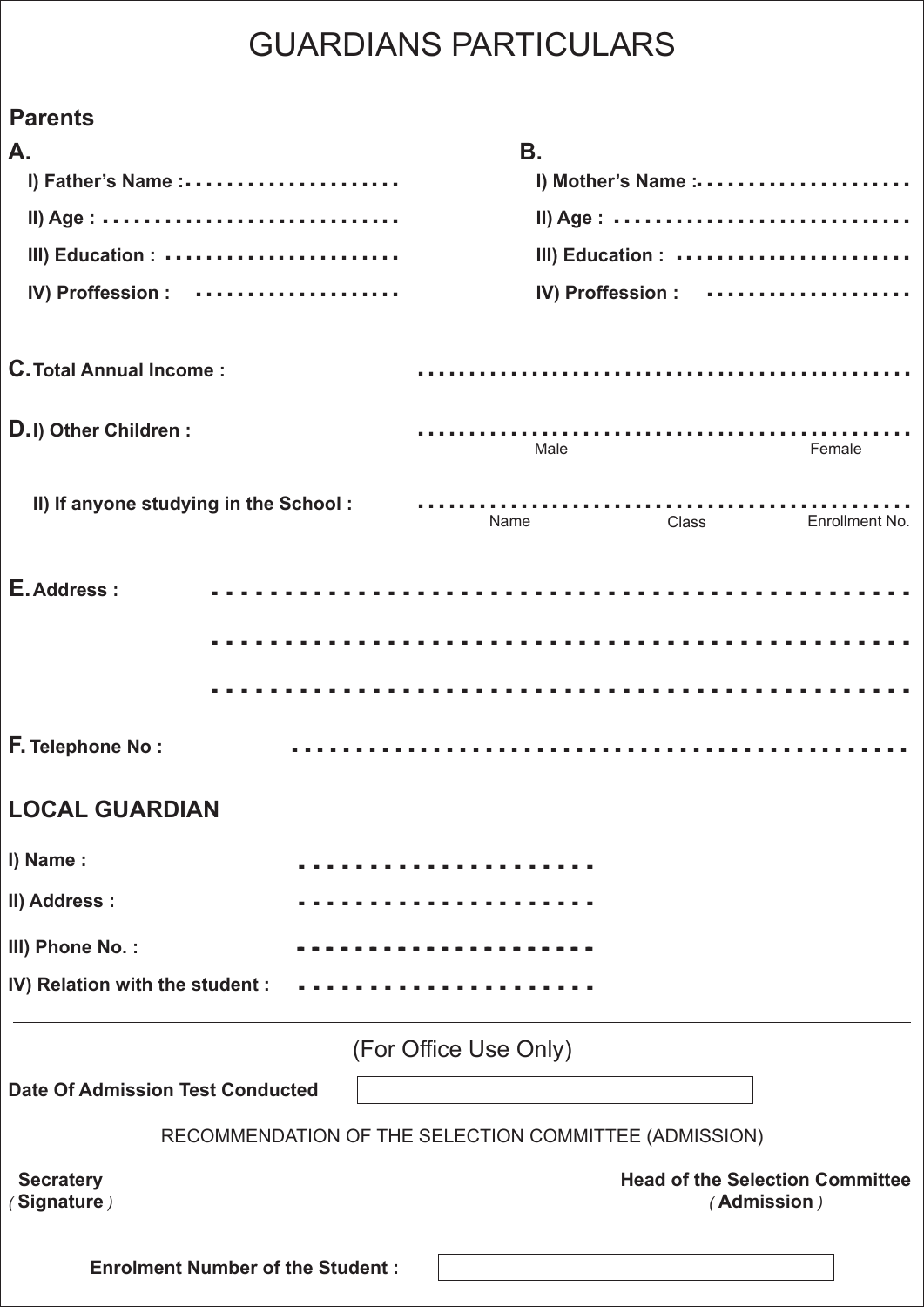# GUARDIANS PARTICULARS

## Parents

**A.**

**I) Father's Name :** ......................

**II) Age :** .............................

**III) Education :** .......................

**IV) Proffession :** ....................

**B.**

**I) Mother's Name :** .....................

**II) Age :** .............................

**III) Education :** .......................

**IV) Proffession :** ....................

**C. Total Annual Income :** ...............................................

**D. I) Other Children :** ...............................................

Male Female

**II) If anyone studying in the School :** ...............................................

Name Class Enrollment No.

**E. Address :** - - - - - - - - - - - - - - - - - - - - - - - - - - - - - - - - - - - - - - -

- - - - - - - - - - - - - - - - - - - - - - - - - - - - - - - - - - - - - - -

- - - - - - - - - - - - - - - - - - - - - - - - - - - - - - - - - - - - - - -

**F. Telephone No :** ...............................................

## LOCAL GUARDIAN

**I) Name :** - - - - - - - - - - - - - - - - - - - -

**II) Address :** - - - - - - - - - - - - - - - - - - - -

**III) Phone No. :** - - - - - - - - - - - - - - - - - - - -

**IV) Relation with the student :** - - - - - - - - - - - - - - - - - - - -

---

(For Office Use Only)

**Date Of Admission Test Conducted** \_\_\_\_\_\_\_\_\_\_\_\_\_\_\_\_\_\_\_\_

RECOMMENDATION OF THE SELECTION COMMITTEE (ADMISSION)

**Secratery**
*(* **Signature** *)*

**Head of the Selection Committee**
*(* **Admission** *)*

**Enrolment Number of the Student :** \_\_\_\_\_\_\_\_\_\_\_\_\_\_\_\_\_\_\_\_